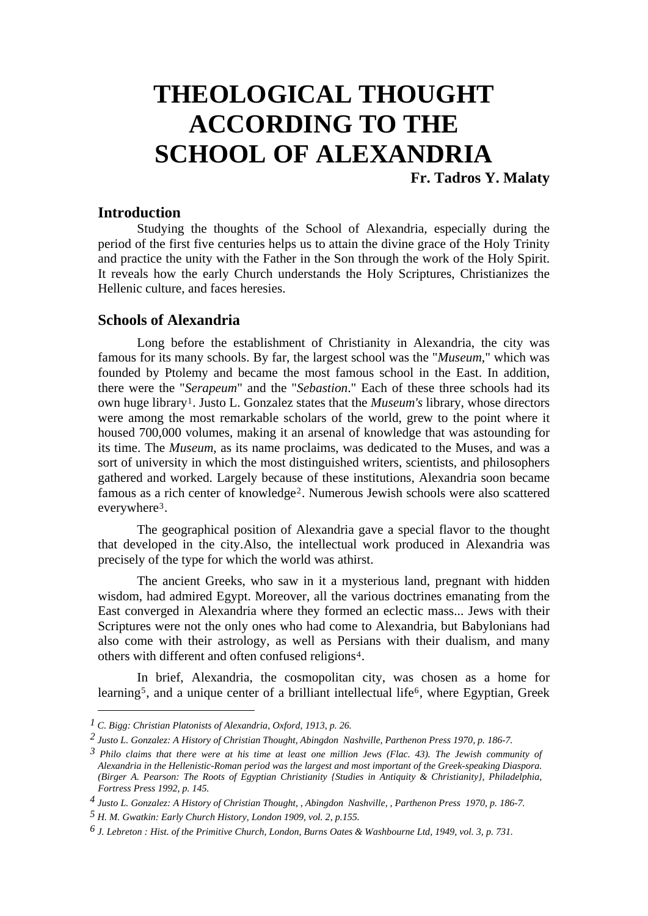# THEOLOGICAL THOUGHT ACCORDING TO THE SCHOOL OF ALEXANDRIA

**Fr. Tadros Y. Malaty**

## Introduction

Studying the thoughts of the School of Alexandria, especially during the period of the first five centuries helps us to attain the divine grace of the Holy Trinity and practice the unity with the Father in the Son through the work of the Holy Spirit. It reveals how the early Church understands the Holy Scriptures, Christianizes the Hellenic culture, and faces heresies.

## Schools of Alexandria

Long before the establishment of Christianity in Alexandria, the city was famous for its many schools. By far, the largest school was the "*Museum*," which was founded by Ptolemy and became the most famous school in the East. In addition, there were the "*Serapeum*" and the "*Sebastion*." Each of these three schools had its own huge library[1]. Justo L. Gonzalez states that the *Museum's* library, whose directors were among the most remarkable scholars of the world, grew to the point where it housed 700,000 volumes, making it an arsenal of knowledge that was astounding for its time. The *Museum*, as its name proclaims, was dedicated to the Muses, and was a sort of university in which the most distinguished writers, scientists, and philosophers gathered and worked. Largely because of these institutions, Alexandria soon became famous as a rich center of knowledge[2]. Numerous Jewish schools were also scattered everywhere[3].

The geographical position of Alexandria gave a special flavor to the thought that developed in the city.Also, the intellectual work produced in Alexandria was precisely of the type for which the world was athirst.

The ancient Greeks, who saw in it a mysterious land, pregnant with hidden wisdom, had admired Egypt. Moreover, all the various doctrines emanating from the East converged in Alexandria where they formed an eclectic mass... Jews with their Scriptures were not the only ones who had come to Alexandria, but Babylonians had also come with their astrology, as well as Persians with their dualism, and many others with different and often confused religions[4].

In brief, Alexandria, the cosmopolitan city, was chosen as a home for learning[5], and a unique center of a brilliant intellectual life[6], where Egyptian, Greek

---

[1] *C. Bigg: Christian Platonists of Alexandria, Oxford, 1913, p. 26.*

[2] *Justo L. Gonzalez: A History of Christian Thought, Abingdon Nashville, Parthenon Press 1970, p. 186-7.*

[3] *Philo claims that there were at least one million Jews (Flac. 43). The Jewish community of Alexandria in the Hellenistic-Roman period was the largest and most important of the Greek-speaking Diaspora. (Birger A. Pearson: The Roots of Egyptian Christianity {Studies in Antiquity & Christianity}, Philadelphia, Fortress Press 1992, p. 145.*

[4] *Justo L. Gonzalez: A History of Christian Thought, , Abingdon Nashville, , Parthenon Press 1970, p. 186-7.*

[5] *H. M. Gwatkin: Early Church History, London 1909, vol. 2, p.155.*

[6] *J. Lebreton : Hist. of the Primitive Church, London, Burns Oates & Washbourne Ltd, 1949, vol. 3, p. 731.*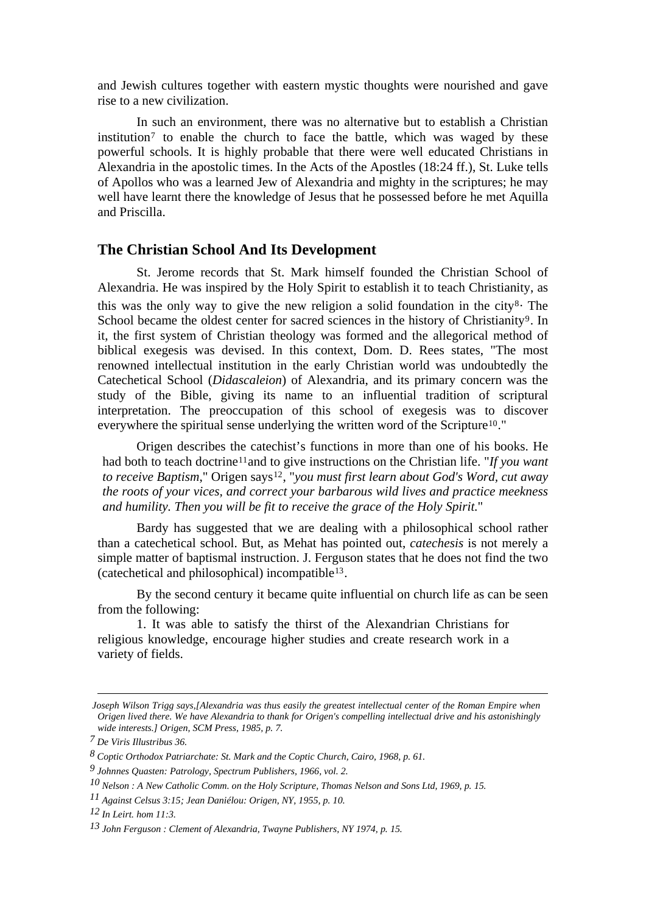and Jewish cultures together with eastern mystic thoughts were nourished and gave rise to a new civilization.

In such an environment, there was no alternative but to establish a Christian institution[7] to enable the church to face the battle, which was waged by these powerful schools. It is highly probable that there were well educated Christians in Alexandria in the apostolic times. In the Acts of the Apostles (18:24 ff.), St. Luke tells of Apollos who was a learned Jew of Alexandria and mighty in the scriptures; he may well have learnt there the knowledge of Jesus that he possessed before he met Aquilla and Priscilla.

## The Christian School And Its Development

St. Jerome records that St. Mark himself founded the Christian School of Alexandria. He was inspired by the Holy Spirit to establish it to teach Christianity, as this was the only way to give the new religion a solid foundation in the city[8]. The School became the oldest center for sacred sciences in the history of Christianity[9]. In it, the first system of Christian theology was formed and the allegorical method of biblical exegesis was devised. In this context, Dom. D. Rees states, "The most renowned intellectual institution in the early Christian world was undoubtedly the Catechetical School (*Didascaleion*) of Alexandria, and its primary concern was the study of the Bible, giving its name to an influential tradition of scriptural interpretation. The preoccupation of this school of exegesis was to discover everywhere the spiritual sense underlying the written word of the Scripture[10]."

Origen describes the catechist's functions in more than one of his books. He had both to teach doctrine[11] and to give instructions on the Christian life. "*If you want to receive Baptism*," Origen says[12], "*you must first learn about God's Word, cut away the roots of your vices, and correct your barbarous wild lives and practice meekness and humility. Then you will be fit to receive the grace of the Holy Spirit.*"

Bardy has suggested that we are dealing with a philosophical school rather than a catechetical school. But, as Mehat has pointed out, *catechesis* is not merely a simple matter of baptismal instruction. J. Ferguson states that he does not find the two (catechetical and philosophical) incompatible[13].

By the second century it became quite influential on church life as can be seen from the following:

1. It was able to satisfy the thirst of the Alexandrian Christians for religious knowledge, encourage higher studies and create research work in a variety of fields.

---

*Joseph Wilson Trigg says,[Alexandria was thus easily the greatest intellectual center of the Roman Empire when Origen lived there. We have Alexandria to thank for Origen's compelling intellectual drive and his astonishingly wide interests.] Origen, SCM Press, 1985, p. 7.*

*7 De Viris Illustribus 36.*

*8 Coptic Orthodox Patriarchate: St. Mark and the Coptic Church, Cairo, 1968, p. 61.*

*9 Johnnes Quasten: Patrology, Spectrum Publishers, 1966, vol. 2.*

*10 Nelson : A New Catholic Comm. on the Holy Scripture, Thomas Nelson and Sons Ltd, 1969, p. 15.*

*11 Against Celsus 3:15; Jean Daniélou: Origen, NY, 1955, p. 10.*

*12 In Leirt. hom 11:3.*

*13 John Ferguson : Clement of Alexandria, Twayne Publishers, NY 1974, p. 15.*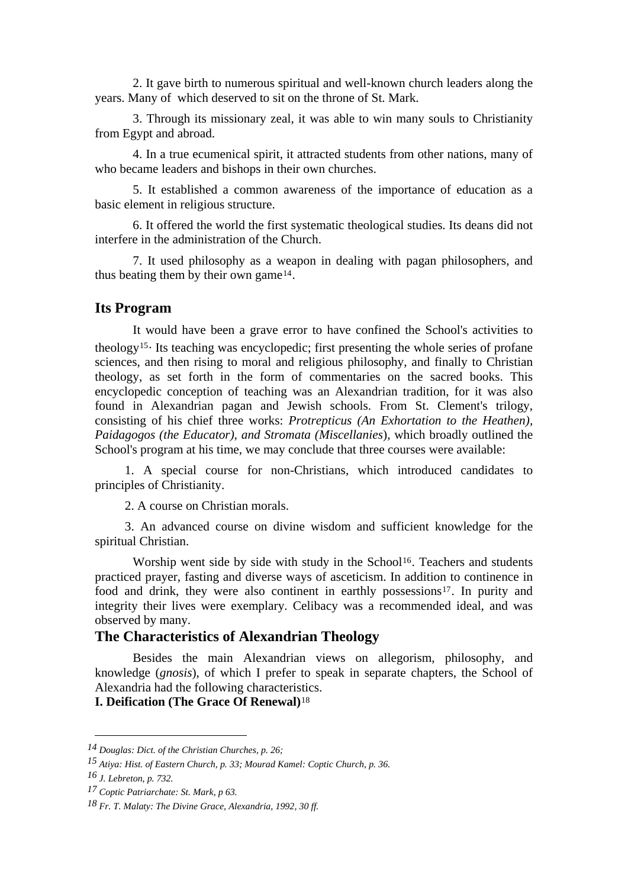2. It gave birth to numerous spiritual and well-known church leaders along the years. Many of which deserved to sit on the throne of St. Mark.

3. Through its missionary zeal, it was able to win many souls to Christianity from Egypt and abroad.

4. In a true ecumenical spirit, it attracted students from other nations, many of who became leaders and bishops in their own churches.

5. It established a common awareness of the importance of education as a basic element in religious structure.

6. It offered the world the first systematic theological studies. Its deans did not interfere in the administration of the Church.

7. It used philosophy as a weapon in dealing with pagan philosophers, and thus beating them by their own game[14].

## Its Program

It would have been a grave error to have confined the School's activities to theology[15]· Its teaching was encyclopedic; first presenting the whole series of profane sciences, and then rising to moral and religious philosophy, and finally to Christian theology, as set forth in the form of commentaries on the sacred books. This encyclopedic conception of teaching was an Alexandrian tradition, for it was also found in Alexandrian pagan and Jewish schools. From St. Clement's trilogy, consisting of his chief three works: *Protrepticus (An Exhortation to the Heathen), Paidagogos (the Educator), and Stromata (Miscellanies*), which broadly outlined the School's program at his time, we may conclude that three courses were available:

1. A special course for non-Christians, which introduced candidates to principles of Christianity.

2. A course on Christian morals.

3. An advanced course on divine wisdom and sufficient knowledge for the spiritual Christian.

Worship went side by side with study in the School[16]. Teachers and students practiced prayer, fasting and diverse ways of asceticism. In addition to continence in food and drink, they were also continent in earthly possessions[17]. In purity and integrity their lives were exemplary. Celibacy was a recommended ideal, and was observed by many.

## The Characteristics of Alexandrian Theology

Besides the main Alexandrian views on allegorism, philosophy, and knowledge (*gnosis*), of which I prefer to speak in separate chapters, the School of Alexandria had the following characteristics.

**I. Deification (The Grace Of Renewal)**[18]

---

[14] *Douglas: Dict. of the Christian Churches, p. 26;*

[15] *Atiya: Hist. of Eastern Church, p. 33; Mourad Kamel: Coptic Church, p. 36.*

[16] *J. Lebreton, p. 732.*

[17] *Coptic Patriarchate: St. Mark, p 63.*

[18] *Fr. T. Malaty: The Divine Grace, Alexandria, 1992, 30 ff.*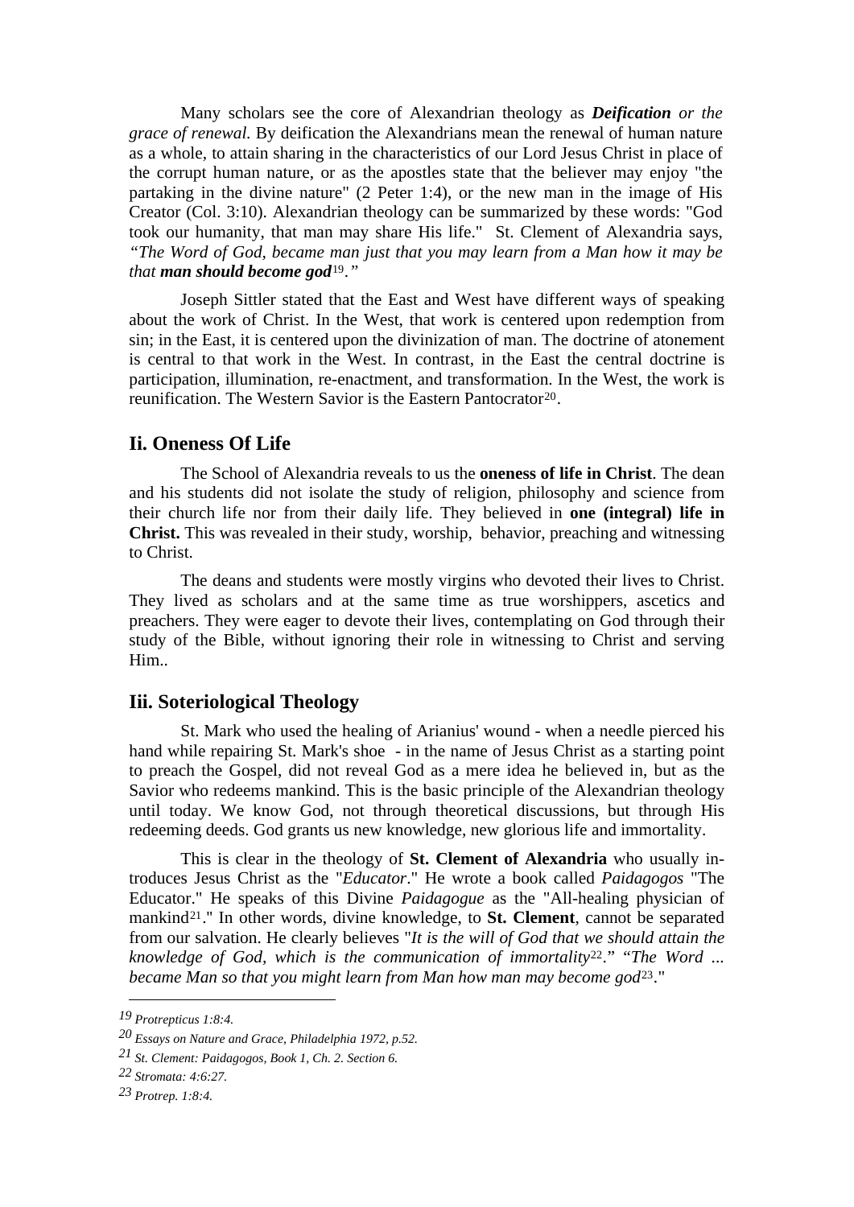Many scholars see the core of Alexandrian theology as ***Deification*** *or the grace of renewal.* By deification the Alexandrians mean the renewal of human nature as a whole, to attain sharing in the characteristics of our Lord Jesus Christ in place of the corrupt human nature, or as the apostles state that the believer may enjoy "the partaking in the divine nature" (2 Peter 1:4), or the new man in the image of His Creator (Col. 3:10). Alexandrian theology can be summarized by these words: "God took our humanity, that man may share His life." St. Clement of Alexandria says, *"The Word of God, became man just that you may learn from a Man how it may be that* ***man should become god***[19]*."*

Joseph Sittler stated that the East and West have different ways of speaking about the work of Christ. In the West, that work is centered upon redemption from sin; in the East, it is centered upon the divinization of man. The doctrine of atonement is central to that work in the West. In contrast, in the East the central doctrine is participation, illumination, re-enactment, and transformation. In the West, the work is reunification. The Western Savior is the Eastern Pantocrator[20].

## Ii. Oneness Of Life

The School of Alexandria reveals to us the **oneness of life in Christ**. The dean and his students did not isolate the study of religion, philosophy and science from their church life nor from their daily life. They believed in **one (integral) life in Christ.** This was revealed in their study, worship, behavior, preaching and witnessing to Christ.

The deans and students were mostly virgins who devoted their lives to Christ. They lived as scholars and at the same time as true worshippers, ascetics and preachers. They were eager to devote their lives, contemplating on God through their study of the Bible, without ignoring their role in witnessing to Christ and serving Him..

## Iii. Soteriological Theology

St. Mark who used the healing of Arianius' wound - when a needle pierced his hand while repairing St. Mark's shoe - in the name of Jesus Christ as a starting point to preach the Gospel, did not reveal God as a mere idea he believed in, but as the Savior who redeems mankind. This is the basic principle of the Alexandrian theology until today. We know God, not through theoretical discussions, but through His redeeming deeds. God grants us new knowledge, new glorious life and immortality.

This is clear in the theology of **St. Clement of Alexandria** who usually introduces Jesus Christ as the "*Educator*." He wrote a book called *Paidagogos* "The Educator." He speaks of this Divine *Paidagogue* as the "All-healing physician of mankind[21]." In other words, divine knowledge, to **St. Clement**, cannot be separated from our salvation. He clearly believes "*It is the will of God that we should attain the knowledge of God, which is the communication of immortality*[22]." "*The Word ... became Man so that you might learn from Man how man may become god*[23]."

---

[19] *Protrepticus 1:8:4.*

[20] *Essays on Nature and Grace, Philadelphia 1972, p.52.*

[21] *St. Clement: Paidagogos, Book 1, Ch. 2. Section 6.*

[22] *Stromata: 4:6:27.*

[23] *Protrep. 1:8:4.*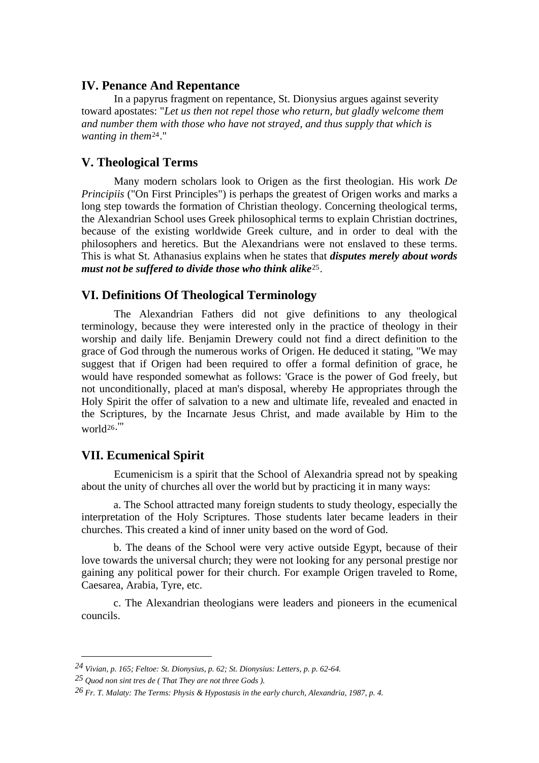## IV. Penance And Repentance

In a papyrus fragment on repentance, St. Dionysius argues against severity toward apostates: "*Let us then not repel those who return, but gladly welcome them and number them with those who have not strayed, and thus supply that which is wanting in them*[24]."

## V. Theological Terms

Many modern scholars look to Origen as the first theologian. His work *De Principiis* ("On First Principles") is perhaps the greatest of Origen works and marks a long step towards the formation of Christian theology. Concerning theological terms, the Alexandrian School uses Greek philosophical terms to explain Christian doctrines, because of the existing worldwide Greek culture, and in order to deal with the philosophers and heretics. But the Alexandrians were not enslaved to these terms. This is what St. Athanasius explains when he states that ***disputes merely about words must not be suffered to divide those who think alike***[25].

## VI. Definitions Of Theological Terminology

The Alexandrian Fathers did not give definitions to any theological terminology, because they were interested only in the practice of theology in their worship and daily life. Benjamin Drewery could not find a direct definition to the grace of God through the numerous works of Origen. He deduced it stating, "We may suggest that if Origen had been required to offer a formal definition of grace, he would have responded somewhat as follows: 'Grace is the power of God freely, but not unconditionally, placed at man's disposal, whereby He appropriates through the Holy Spirit the offer of salvation to a new and ultimate life, revealed and enacted in the Scriptures, by the Incarnate Jesus Christ, and made available by Him to the world[26].'"

## VII. Ecumenical Spirit

Ecumenicism is a spirit that the School of Alexandria spread not by speaking about the unity of churches all over the world but by practicing it in many ways:

a. The School attracted many foreign students to study theology, especially the interpretation of the Holy Scriptures. Those students later became leaders in their churches. This created a kind of inner unity based on the word of God.

b. The deans of the School were very active outside Egypt, because of their love towards the universal church; they were not looking for any personal prestige nor gaining any political power for their church. For example Origen traveled to Rome, Caesarea, Arabia, Tyre, etc.

c. The Alexandrian theologians were leaders and pioneers in the ecumenical councils.

---

[24] *Vivian, p. 165; Feltoe: St. Dionysius, p. 62; St. Dionysius: Letters, p. p. 62-64.*

[25] *Quod non sint tres de ( That They are not three Gods ).*

[26] *Fr. T. Malaty: The Terms: Physis & Hypostasis in the early church, Alexandria, 1987, p. 4.*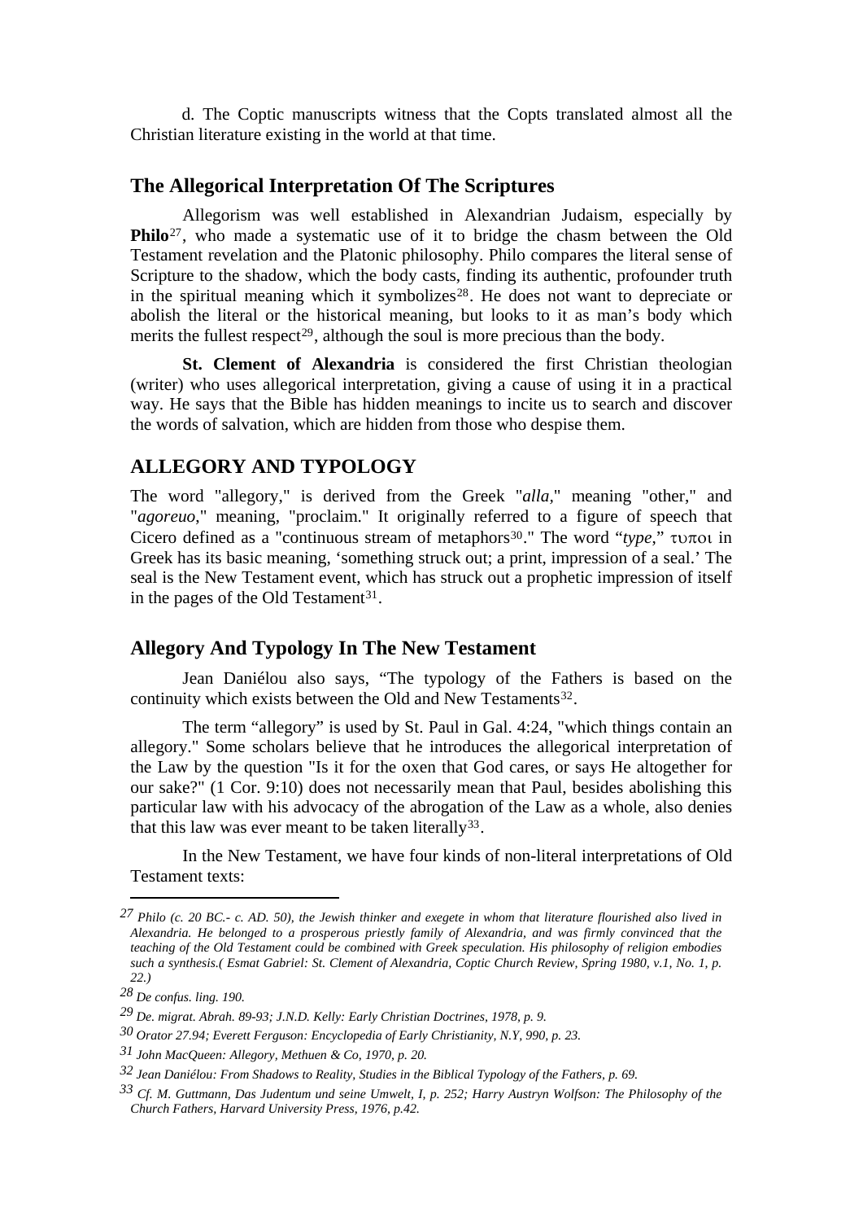d. The Coptic manuscripts witness that the Copts translated almost all the Christian literature existing in the world at that time.

### The Allegorical Interpretation Of The Scriptures

Allegorism was well established in Alexandrian Judaism, especially by **Philo**[27], who made a systematic use of it to bridge the chasm between the Old Testament revelation and the Platonic philosophy. Philo compares the literal sense of Scripture to the shadow, which the body casts, finding its authentic, profounder truth in the spiritual meaning which it symbolizes[28]. He does not want to depreciate or abolish the literal or the historical meaning, but looks to it as man's body which merits the fullest respect[29], although the soul is more precious than the body.

**St. Clement of Alexandria** is considered the first Christian theologian (writer) who uses allegorical interpretation, giving a cause of using it in a practical way. He says that the Bible has hidden meanings to incite us to search and discover the words of salvation, which are hidden from those who despise them.

## ALLEGORY AND TYPOLOGY

The word "allegory," is derived from the Greek "*alla*," meaning "other," and "*agoreuo*," meaning, "proclaim." It originally referred to a figure of speech that Cicero defined as a "continuous stream of metaphors[30]." The word "*type*," τυποι in Greek has its basic meaning, 'something struck out; a print, impression of a seal.' The seal is the New Testament event, which has struck out a prophetic impression of itself in the pages of the Old Testament[31].

### Allegory And Typology In The New Testament

Jean Daniélou also says, "The typology of the Fathers is based on the continuity which exists between the Old and New Testaments[32].

The term "allegory" is used by St. Paul in Gal. 4:24, "which things contain an allegory." Some scholars believe that he introduces the allegorical interpretation of the Law by the question "Is it for the oxen that God cares, or says He altogether for our sake?" (1 Cor. 9:10) does not necessarily mean that Paul, besides abolishing this particular law with his advocacy of the abrogation of the Law as a whole, also denies that this law was ever meant to be taken literally[33].

In the New Testament, we have four kinds of non-literal interpretations of Old Testament texts:

---

*27 Philo (c. 20 BC.- c. AD. 50), the Jewish thinker and exegete in whom that literature flourished also lived in Alexandria. He belonged to a prosperous priestly family of Alexandria, and was firmly convinced that the teaching of the Old Testament could be combined with Greek speculation. His philosophy of religion embodies such a synthesis.( Esmat Gabriel: St. Clement of Alexandria, Coptic Church Review, Spring 1980, v.1, No. 1, p. 22.)*

*28 De confus. ling. 190.*

*29 De. migrat. Abrah. 89-93; J.N.D. Kelly: Early Christian Doctrines, 1978, p. 9.*

*30 Orator 27.94; Everett Ferguson: Encyclopedia of Early Christianity, N.Y, 990, p. 23.*

*31 John MacQueen: Allegory, Methuen & Co, 1970, p. 20.*

*32 Jean Daniélou: From Shadows to Reality, Studies in the Biblical Typology of the Fathers, p. 69.*

*33 Cf. M. Guttmann, Das Judentum und seine Umwelt, I, p. 252; Harry Austryn Wolfson: The Philosophy of the Church Fathers, Harvard University Press, 1976, p.42.*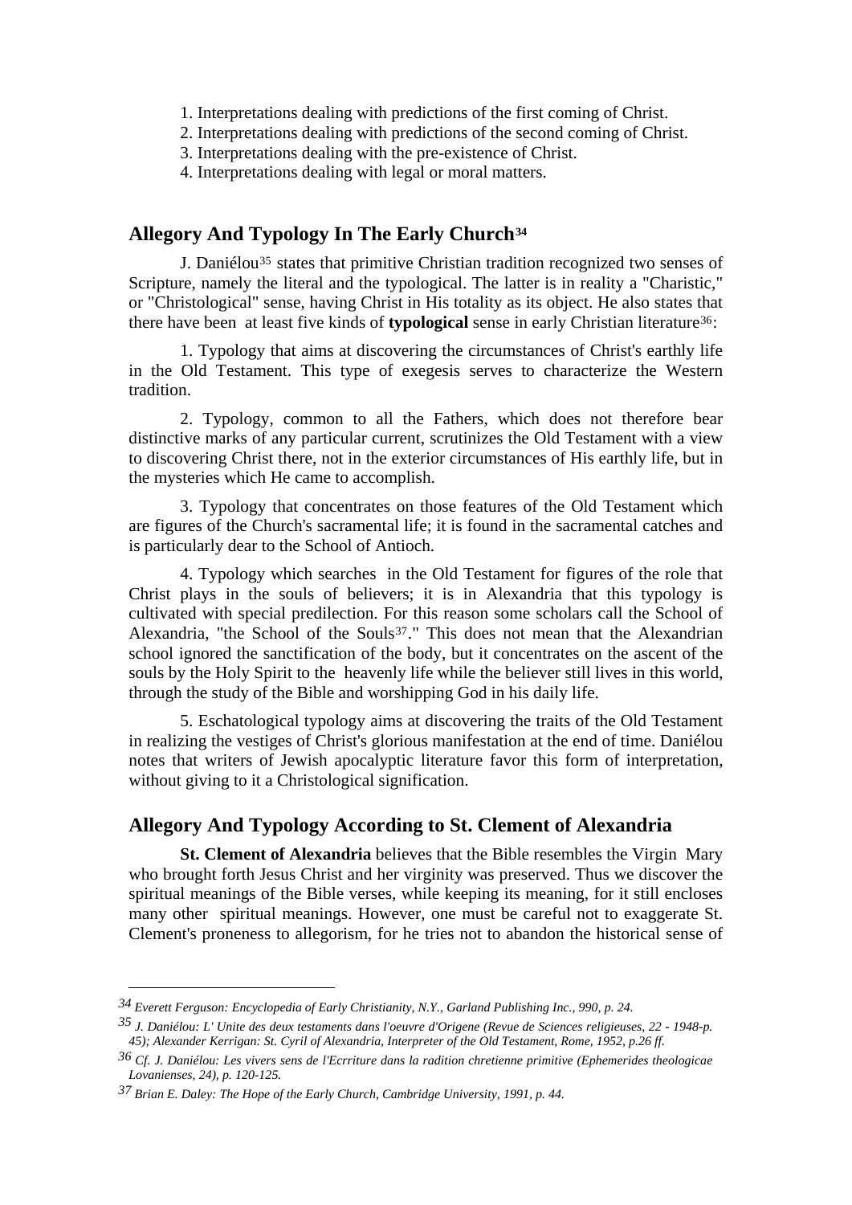1. Interpretations dealing with predictions of the first coming of Christ.
2. Interpretations dealing with predictions of the second coming of Christ.
3. Interpretations dealing with the pre-existence of Christ.
4. Interpretations dealing with legal or moral matters.

## Allegory And Typology In The Early Church[34]

J. Daniélou[35] states that primitive Christian tradition recognized two senses of Scripture, namely the literal and the typological. The latter is in reality a "Charistic," or "Christological" sense, having Christ in His totality as its object. He also states that there have been at least five kinds of **typological** sense in early Christian literature[36]:

1. Typology that aims at discovering the circumstances of Christ's earthly life in the Old Testament. This type of exegesis serves to characterize the Western tradition.

2. Typology, common to all the Fathers, which does not therefore bear distinctive marks of any particular current, scrutinizes the Old Testament with a view to discovering Christ there, not in the exterior circumstances of His earthly life, but in the mysteries which He came to accomplish.

3. Typology that concentrates on those features of the Old Testament which are figures of the Church's sacramental life; it is found in the sacramental catches and is particularly dear to the School of Antioch.

4. Typology which searches in the Old Testament for figures of the role that Christ plays in the souls of believers; it is in Alexandria that this typology is cultivated with special predilection. For this reason some scholars call the School of Alexandria, "the School of the Souls[37]." This does not mean that the Alexandrian school ignored the sanctification of the body, but it concentrates on the ascent of the souls by the Holy Spirit to the heavenly life while the believer still lives in this world, through the study of the Bible and worshipping God in his daily life.

5. Eschatological typology aims at discovering the traits of the Old Testament in realizing the vestiges of Christ's glorious manifestation at the end of time. Daniélou notes that writers of Jewish apocalyptic literature favor this form of interpretation, without giving to it a Christological signification.

## Allegory And Typology According to St. Clement of Alexandria

**St. Clement of Alexandria** believes that the Bible resembles the Virgin Mary who brought forth Jesus Christ and her virginity was preserved. Thus we discover the spiritual meanings of the Bible verses, while keeping its meaning, for it still encloses many other spiritual meanings. However, one must be careful not to exaggerate St. Clement's proneness to allegorism, for he tries not to abandon the historical sense of

---

[34] *Everett Ferguson: Encyclopedia of Early Christianity, N.Y., Garland Publishing Inc., 990, p. 24.*

[35] *J. Daniélou: L' Unite des deux testaments dans l'oeuvre d'Origene (Revue de Sciences religieuses, 22 - 1948-p. 45); Alexander Kerrigan: St. Cyril of Alexandria, Interpreter of the Old Testament, Rome, 1952, p.26 ff.*

[36] *Cf. J. Daniélou: Les vivers sens de l'Ecrriture dans la radition chretienne primitive (Ephemerides theologicae Lovanienses, 24), p. 120-125.*

[37] *Brian E. Daley: The Hope of the Early Church, Cambridge University, 1991, p. 44.*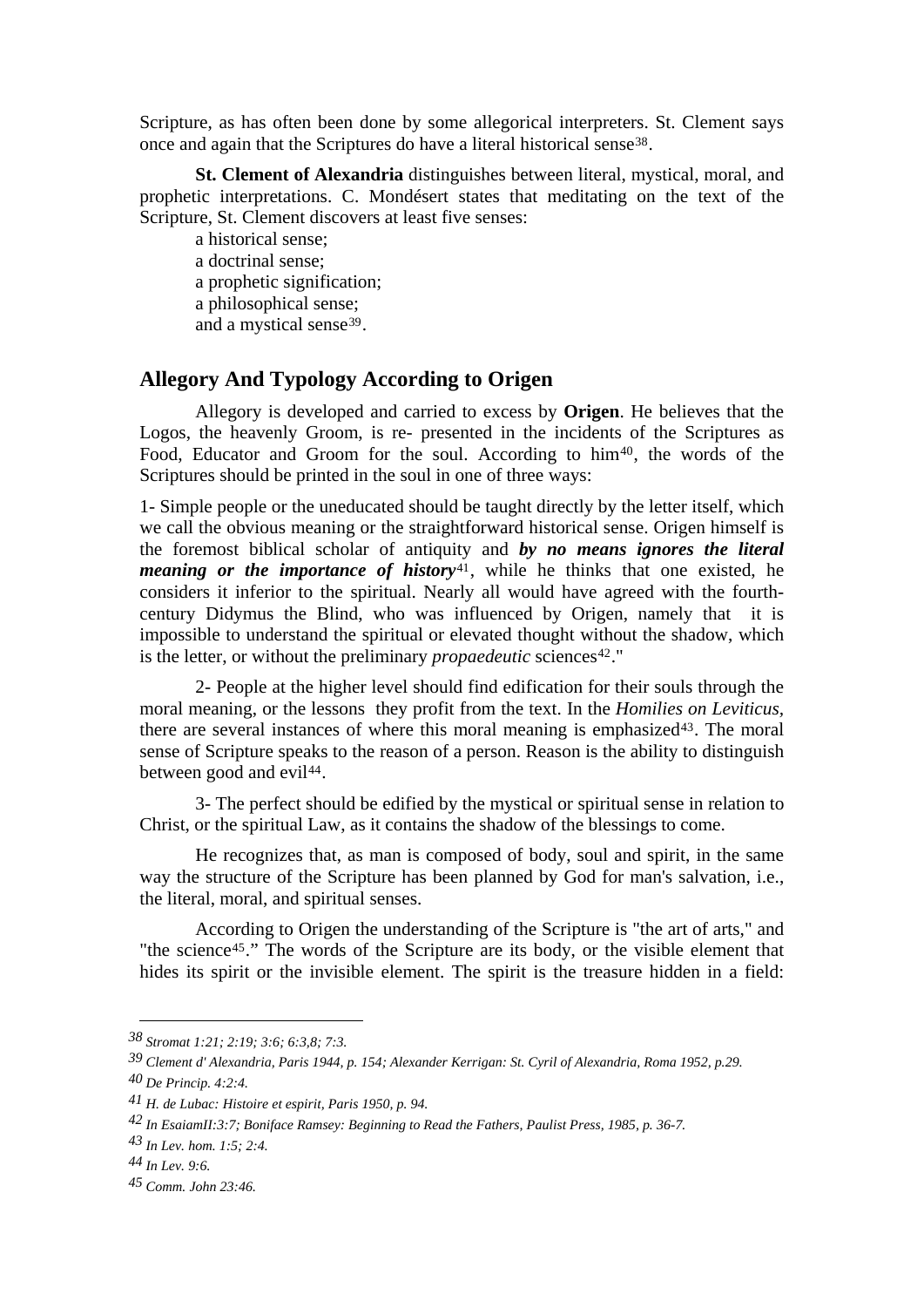Scripture, as has often been done by some allegorical interpreters. St. Clement says once and again that the Scriptures do have a literal historical sense[38].

**St. Clement of Alexandria** distinguishes between literal, mystical, moral, and prophetic interpretations. C. Mondésert states that meditating on the text of the Scripture, St. Clement discovers at least five senses:

a historical sense;
a doctrinal sense;
a prophetic signification;
a philosophical sense;
and a mystical sense[39].

## Allegory And Typology According to Origen

Allegory is developed and carried to excess by **Origen**. He believes that the Logos, the heavenly Groom, is re- presented in the incidents of the Scriptures as Food, Educator and Groom for the soul. According to him[40], the words of the Scriptures should be printed in the soul in one of three ways:

1- Simple people or the uneducated should be taught directly by the letter itself, which we call the obvious meaning or the straightforward historical sense. Origen himself is the foremost biblical scholar of antiquity and ***by no means ignores the literal meaning or the importance of history***[41], while he thinks that one existed, he considers it inferior to the spiritual. Nearly all would have agreed with the fourth-century Didymus the Blind, who was influenced by Origen, namely that it is impossible to understand the spiritual or elevated thought without the shadow, which is the letter, or without the preliminary *propaedeutic* sciences[42]."

2- People at the higher level should find edification for their souls through the moral meaning, or the lessons they profit from the text. In the *Homilies on Leviticus*, there are several instances of where this moral meaning is emphasized[43]. The moral sense of Scripture speaks to the reason of a person. Reason is the ability to distinguish between good and evil[44].

3- The perfect should be edified by the mystical or spiritual sense in relation to Christ, or the spiritual Law, as it contains the shadow of the blessings to come.

He recognizes that, as man is composed of body, soul and spirit, in the same way the structure of the Scripture has been planned by God for man's salvation, i.e., the literal, moral, and spiritual senses.

According to Origen the understanding of the Scripture is "the art of arts," and "the science[45]." The words of the Scripture are its body, or the visible element that hides its spirit or the invisible element. The spirit is the treasure hidden in a field:

---

*38 Stromat 1:21; 2:19; 3:6; 6:3,8; 7:3.*

*39 Clement d' Alexandria, Paris 1944, p. 154; Alexander Kerrigan: St. Cyril of Alexandria, Roma 1952, p.29.*

*40 De Princip. 4:2:4.*

*41 H. de Lubac: Histoire et espirit, Paris 1950, p. 94.*

*42 In EsaiamII:3:7; Boniface Ramsey: Beginning to Read the Fathers, Paulist Press, 1985, p. 36-7.*

*43 In Lev. hom. 1:5; 2:4.*

*44 In Lev. 9:6.*

*45 Comm. John 23:46.*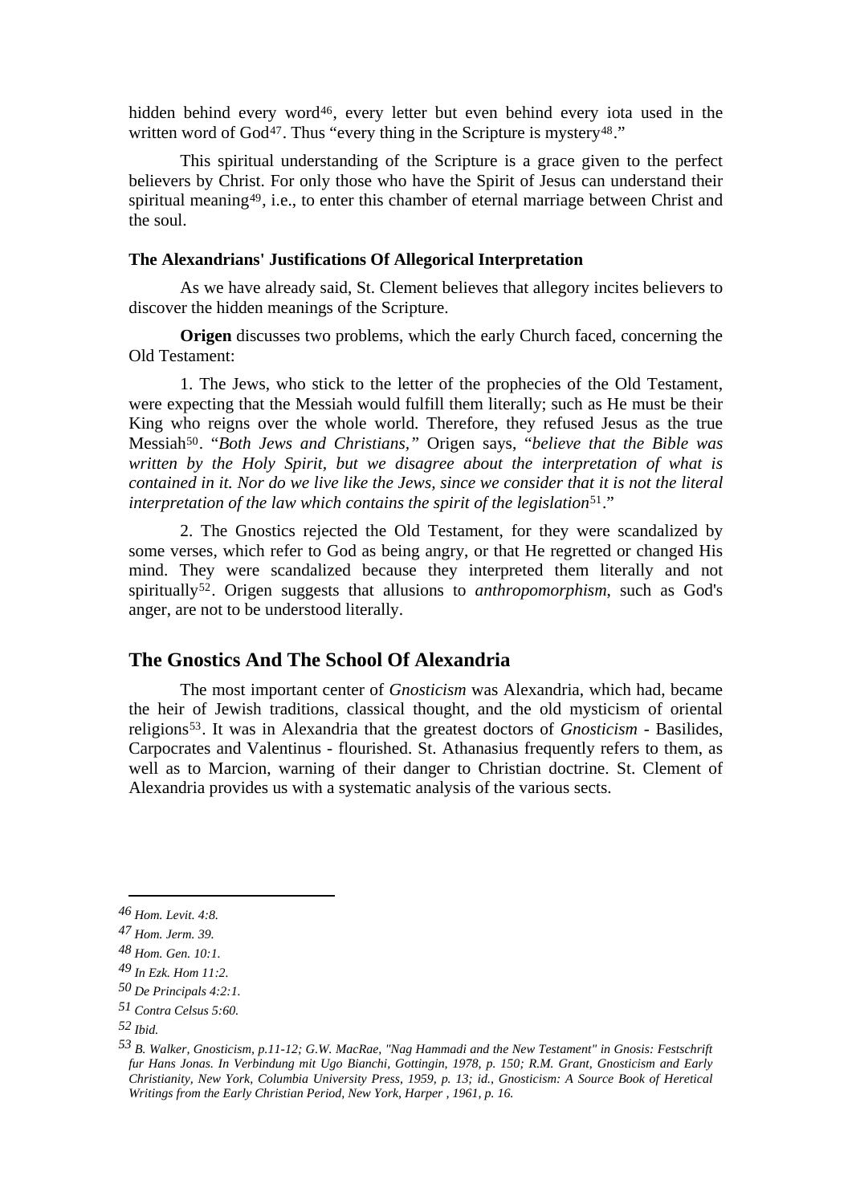hidden behind every word[46], every letter but even behind every iota used in the written word of God[47]. Thus "every thing in the Scripture is mystery[48]."

This spiritual understanding of the Scripture is a grace given to the perfect believers by Christ. For only those who have the Spirit of Jesus can understand their spiritual meaning[49], i.e., to enter this chamber of eternal marriage between Christ and the soul.

### The Alexandrians' Justifications Of Allegorical Interpretation

As we have already said, St. Clement believes that allegory incites believers to discover the hidden meanings of the Scripture.

**Origen** discusses two problems, which the early Church faced, concerning the Old Testament:

1. The Jews, who stick to the letter of the prophecies of the Old Testament, were expecting that the Messiah would fulfill them literally; such as He must be their King who reigns over the whole world. Therefore, they refused Jesus as the true Messiah[50]. "*Both Jews and Christians,*" Origen says, "*believe that the Bible was written by the Holy Spirit, but we disagree about the interpretation of what is contained in it. Nor do we live like the Jews, since we consider that it is not the literal interpretation of the law which contains the spirit of the legislation*[51]."

2. The Gnostics rejected the Old Testament, for they were scandalized by some verses, which refer to God as being angry, or that He regretted or changed His mind. They were scandalized because they interpreted them literally and not spiritually[52]. Origen suggests that allusions to *anthropomorphism*, such as God's anger, are not to be understood literally.

## The Gnostics And The School Of Alexandria

The most important center of *Gnosticism* was Alexandria, which had, became the heir of Jewish traditions, classical thought, and the old mysticism of oriental religions[53]. It was in Alexandria that the greatest doctors of *Gnosticism* - Basilides, Carpocrates and Valentinus - flourished. St. Athanasius frequently refers to them, as well as to Marcion, warning of their danger to Christian doctrine. St. Clement of Alexandria provides us with a systematic analysis of the various sects.

---

[46] *Hom. Levit. 4:8.*

[47] *Hom. Jerm. 39.*

[48] *Hom. Gen. 10:1.*

[49] *In Ezk. Hom 11:2.*

[50] *De Principals 4:2:1.*

[51] *Contra Celsus 5:60.*

[52] *Ibid.*

[53] *B. Walker, Gnosticism, p.11-12; G.W. MacRae, "Nag Hammadi and the New Testament" in Gnosis: Festschrift fur Hans Jonas. In Verbindung mit Ugo Bianchi, Gottingin, 1978, p. 150; R.M. Grant, Gnosticism and Early Christianity, New York, Columbia University Press, 1959, p. 13; id., Gnosticism: A Source Book of Heretical Writings from the Early Christian Period, New York, Harper , 1961, p. 16.*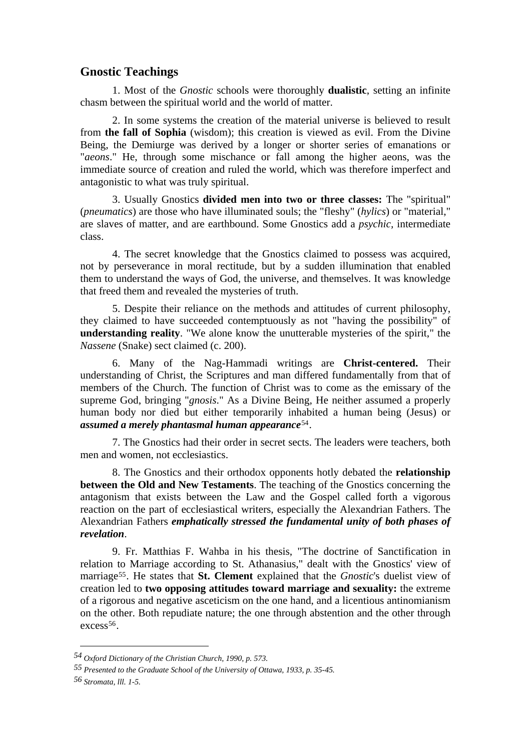## Gnostic Teachings

1. Most of the *Gnostic* schools were thoroughly **dualistic**, setting an infinite chasm between the spiritual world and the world of matter.

2. In some systems the creation of the material universe is believed to result from **the fall of Sophia** (wisdom); this creation is viewed as evil. From the Divine Being, the Demiurge was derived by a longer or shorter series of emanations or "*aeons*." He, through some mischance or fall among the higher aeons, was the immediate source of creation and ruled the world, which was therefore imperfect and antagonistic to what was truly spiritual.

3. Usually Gnostics **divided men into two or three classes:** The "spiritual" (*pneumatics*) are those who have illuminated souls; the "fleshy" (*hylics*) or "material," are slaves of matter, and are earthbound. Some Gnostics add a *psychic,* intermediate class.

4. The secret knowledge that the Gnostics claimed to possess was acquired, not by perseverance in moral rectitude, but by a sudden illumination that enabled them to understand the ways of God, the universe, and themselves. It was knowledge that freed them and revealed the mysteries of truth.

5. Despite their reliance on the methods and attitudes of current philosophy, they claimed to have succeeded contemptuously as not "having the possibility" of **understanding reality**. "We alone know the unutterable mysteries of the spirit," the *Nassene* (Snake) sect claimed (c. 200).

6. Many of the Nag-Hammadi writings are **Christ-centered.** Their understanding of Christ, the Scriptures and man differed fundamentally from that of members of the Church. The function of Christ was to come as the emissary of the supreme God, bringing "*gnosis*." As a Divine Being, He neither assumed a properly human body nor died but either temporarily inhabited a human being (Jesus) or ***assumed a merely phantasmal human appearance***[54].

7. The Gnostics had their order in secret sects. The leaders were teachers, both men and women, not ecclesiastics.

8. The Gnostics and their orthodox opponents hotly debated the **relationship between the Old and New Testaments**. The teaching of the Gnostics concerning the antagonism that exists between the Law and the Gospel called forth a vigorous reaction on the part of ecclesiastical writers, especially the Alexandrian Fathers. The Alexandrian Fathers ***emphatically stressed the fundamental unity of both phases of revelation***.

9. Fr. Matthias F. Wahba in his thesis, "The doctrine of Sanctification in relation to Marriage according to St. Athanasius," dealt with the Gnostics' view of marriage[55]. He states that **St. Clement** explained that the *Gnostic*'s duelist view of creation led to **two opposing attitudes toward marriage and sexuality:** the extreme of a rigorous and negative asceticism on the one hand, and a licentious antinomianism on the other. Both repudiate nature; the one through abstention and the other through excess[56].

---

[54] *Oxford Dictionary of the Christian Church, 1990, p. 573.*

[55] *Presented to the Graduate School of the University of Ottawa, 1933, p. 35-45.*

[56] *Stromata, lll. 1-5.*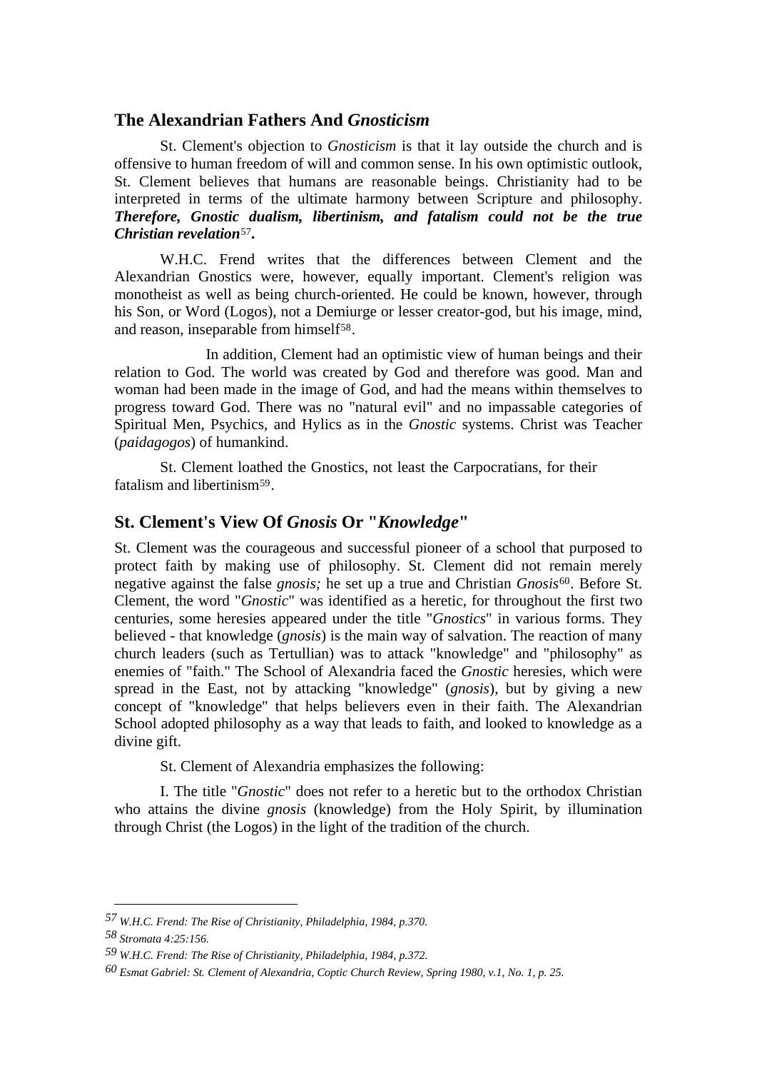## The Alexandrian Fathers And *Gnosticism*

St. Clement's objection to *Gnosticism* is that it lay outside the church and is offensive to human freedom of will and common sense. In his own optimistic outlook, St. Clement believes that humans are reasonable beings. Christianity had to be interpreted in terms of the ultimate harmony between Scripture and philosophy. ***Therefore, Gnostic dualism, libertinism, and fatalism could not be the true Christian revelation***[57]**.**

W.H.C. Frend writes that the differences between Clement and the Alexandrian Gnostics were, however, equally important. Clement's religion was monotheist as well as being church-oriented. He could be known, however, through his Son, or Word (Logos), not a Demiurge or lesser creator-god, but his image, mind, and reason, inseparable from himself[58].

In addition, Clement had an optimistic view of human beings and their relation to God. The world was created by God and therefore was good. Man and woman had been made in the image of God, and had the means within themselves to progress toward God. There was no "natural evil" and no impassable categories of Spiritual Men, Psychics, and Hylics as in the *Gnostic* systems. Christ was Teacher (*paidagogos*) of humankind.

St. Clement loathed the Gnostics, not least the Carpocratians, for their fatalism and libertinism[59].

## St. Clement's View Of *Gnosis* Or "*Knowledge*"

St. Clement was the courageous and successful pioneer of a school that purposed to protect faith by making use of philosophy. St. Clement did not remain merely negative against the false *gnosis;* he set up a true and Christian *Gnosis*[60]. Before St. Clement, the word "*Gnostic*" was identified as a heretic, for throughout the first two centuries, some heresies appeared under the title "*Gnostics*" in various forms. They believed - that knowledge (*gnosis*) is the main way of salvation. The reaction of many church leaders (such as Tertullian) was to attack "knowledge" and "philosophy" as enemies of "faith." The School of Alexandria faced the *Gnostic* heresies, which were spread in the East, not by attacking "knowledge" (*gnosis*), but by giving a new concept of "knowledge" that helps believers even in their faith. The Alexandrian School adopted philosophy as a way that leads to faith, and looked to knowledge as a divine gift.

St. Clement of Alexandria emphasizes the following:

I. The title "*Gnostic*" does not refer to a heretic but to the orthodox Christian who attains the divine *gnosis* (knowledge) from the Holy Spirit, by illumination through Christ (the Logos) in the light of the tradition of the church.

---

[57] *W.H.C. Frend: The Rise of Christianity, Philadelphia, 1984, p.370.*

[58] *Stromata 4:25:156.*

[59] *W.H.C. Frend: The Rise of Christianity, Philadelphia, 1984, p.372.*

[60] *Esmat Gabriel: St. Clement of Alexandria, Coptic Church Review, Spring 1980, v.1, No. 1, p. 25.*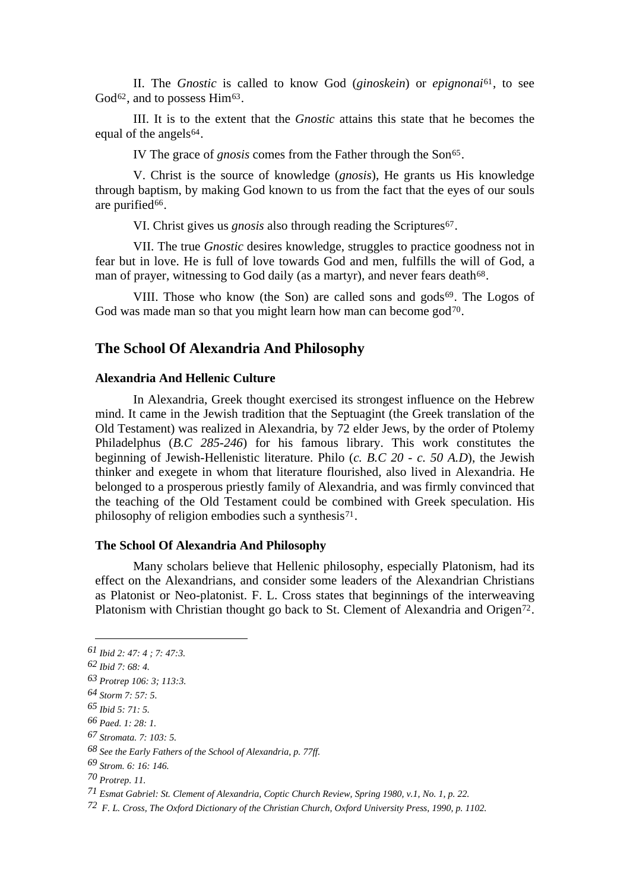II. The *Gnostic* is called to know God (*ginoskein*) or *epignonai*[61], to see God[62], and to possess Him[63].

III. It is to the extent that the *Gnostic* attains this state that he becomes the equal of the angels[64].

IV The grace of *gnosis* comes from the Father through the Son[65].

V. Christ is the source of knowledge (*gnosis*), He grants us His knowledge through baptism, by making God known to us from the fact that the eyes of our souls are purified[66].

VI. Christ gives us *gnosis* also through reading the Scriptures[67].

VII. The true *Gnostic* desires knowledge, struggles to practice goodness not in fear but in love. He is full of love towards God and men, fulfills the will of God, a man of prayer, witnessing to God daily (as a martyr), and never fears death[68].

VIII. Those who know (the Son) are called sons and gods[69]. The Logos of God was made man so that you might learn how man can become god[70].

## The School Of Alexandria And Philosophy

### Alexandria And Hellenic Culture

In Alexandria, Greek thought exercised its strongest influence on the Hebrew mind. It came in the Jewish tradition that the Septuagint (the Greek translation of the Old Testament) was realized in Alexandria, by 72 elder Jews, by the order of Ptolemy Philadelphus (*B.C 285-246*) for his famous library. This work constitutes the beginning of Jewish-Hellenistic literature. Philo (*c. B.C 20 - c. 50 A.D*), the Jewish thinker and exegete in whom that literature flourished, also lived in Alexandria. He belonged to a prosperous priestly family of Alexandria, and was firmly convinced that the teaching of the Old Testament could be combined with Greek speculation. His philosophy of religion embodies such a synthesis[71].

### The School Of Alexandria And Philosophy

Many scholars believe that Hellenic philosophy, especially Platonism, had its effect on the Alexandrians, and consider some leaders of the Alexandrian Christians as Platonist or Neo-platonist. F. L. Cross states that beginnings of the interweaving Platonism with Christian thought go back to St. Clement of Alexandria and Origen[72].

---

61 *Ibid 2: 47: 4 ; 7: 47:3.*

62 *Ibid 7: 68: 4.*

63 *Protrep 106: 3; 113:3.*

64 *Storm 7: 57: 5.*

65 *Ibid 5: 71: 5.*

66 *Paed. 1: 28: 1.*

67 *Stromata. 7: 103: 5.*

68 *See the Early Fathers of the School of Alexandria, p. 77ff.*

69 *Strom. 6: 16: 146.*

70 *Protrep. 11.*

71 *Esmat Gabriel: St. Clement of Alexandria, Coptic Church Review, Spring 1980, v.1, No. 1, p. 22.*

72 *F. L. Cross, The Oxford Dictionary of the Christian Church, Oxford University Press, 1990, p. 1102.*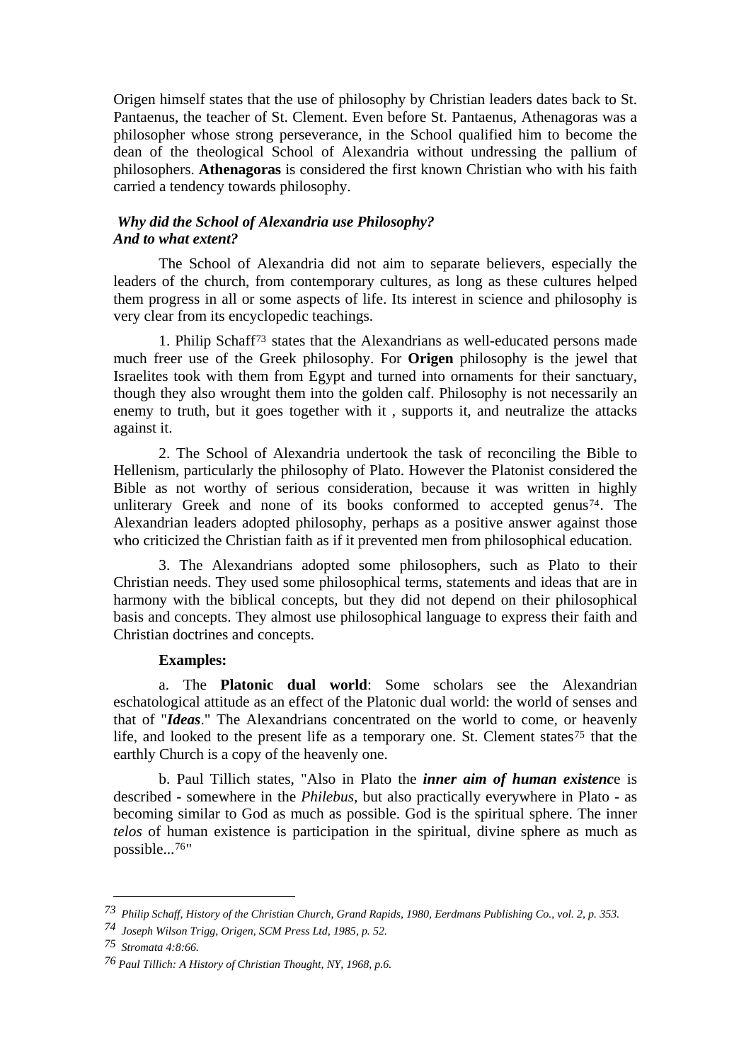Origen himself states that the use of philosophy by Christian leaders dates back to St. Pantaenus, the teacher of St. Clement. Even before St. Pantaenus, Athenagoras was a philosopher whose strong perseverance, in the School qualified him to become the dean of the theological School of Alexandria without undressing the pallium of philosophers. **Athenagoras** is considered the first known Christian who with his faith carried a tendency towards philosophy.

***Why did the School of Alexandria use Philosophy? And to what extent?***

The School of Alexandria did not aim to separate believers, especially the leaders of the church, from contemporary cultures, as long as these cultures helped them progress in all or some aspects of life. Its interest in science and philosophy is very clear from its encyclopedic teachings.

1. Philip Schaff[73] states that the Alexandrians as well-educated persons made much freer use of the Greek philosophy. For **Origen** philosophy is the jewel that Israelites took with them from Egypt and turned into ornaments for their sanctuary, though they also wrought them into the golden calf. Philosophy is not necessarily an enemy to truth, but it goes together with it , supports it, and neutralize the attacks against it.

2. The School of Alexandria undertook the task of reconciling the Bible to Hellenism, particularly the philosophy of Plato. However the Platonist considered the Bible as not worthy of serious consideration, because it was written in highly unliterary Greek and none of its books conformed to accepted genus[74]. The Alexandrian leaders adopted philosophy, perhaps as a positive answer against those who criticized the Christian faith as if it prevented men from philosophical education.

3. The Alexandrians adopted some philosophers, such as Plato to their Christian needs. They used some philosophical terms, statements and ideas that are in harmony with the biblical concepts, but they did not depend on their philosophical basis and concepts. They almost use philosophical language to express their faith and Christian doctrines and concepts.

**Examples:**

a. The **Platonic dual world**: Some scholars see the Alexandrian eschatological attitude as an effect of the Platonic dual world: the world of senses and that of "***Ideas***." The Alexandrians concentrated on the world to come, or heavenly life, and looked to the present life as a temporary one. St. Clement states[75] that the earthly Church is a copy of the heavenly one.

b. Paul Tillich states, "Also in Plato the ***inner aim of human existenc***e is described - somewhere in the *Philebus*, but also practically everywhere in Plato - as becoming similar to God as much as possible. God is the spiritual sphere. The inner *telos* of human existence is participation in the spiritual, divine sphere as much as possible...[76]"

---

[73] *Philip Schaff, History of the Christian Church, Grand Rapids, 1980, Eerdmans Publishing Co., vol. 2, p. 353.*

[74] *Joseph Wilson Trigg, Origen, SCM Press Ltd, 1985, p. 52.*

[75] *Stromata 4:8:66.*

[76] *Paul Tillich: A History of Christian Thought, NY, 1968, p.6.*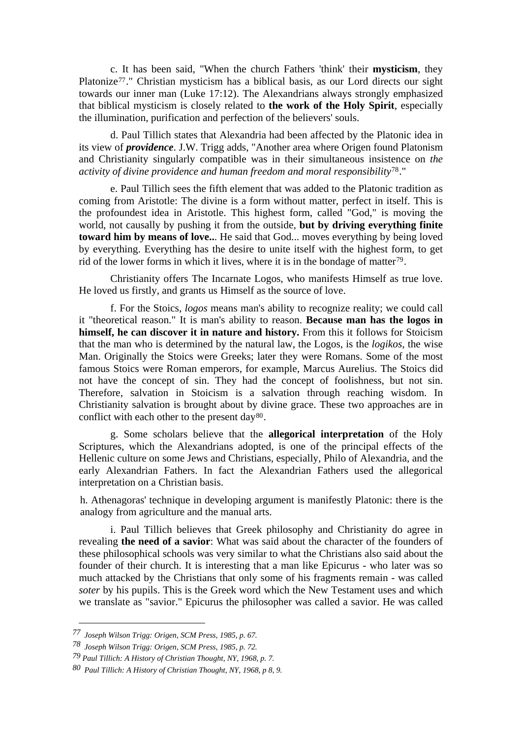c. It has been said, "When the church Fathers 'think' their **mysticism**, they Platonize[77]." Christian mysticism has a biblical basis, as our Lord directs our sight towards our inner man (Luke 17:12). The Alexandrians always strongly emphasized that biblical mysticism is closely related to **the work of the Holy Spirit**, especially the illumination, purification and perfection of the believers' souls.

d. Paul Tillich states that Alexandria had been affected by the Platonic idea in its view of ***providence***. J.W. Trigg adds, "Another area where Origen found Platonism and Christianity singularly compatible was in their simultaneous insistence on *the activity of divine providence and human freedom and moral responsibility*[78]."

e. Paul Tillich sees the fifth element that was added to the Platonic tradition as coming from Aristotle: The divine is a form without matter, perfect in itself. This is the profoundest idea in Aristotle. This highest form, called "God," is moving the world, not causally by pushing it from the outside, **but by driving everything finite toward him by means of love..**. He said that God... moves everything by being loved by everything. Everything has the desire to unite itself with the highest form, to get rid of the lower forms in which it lives, where it is in the bondage of matter[79].

Christianity offers The Incarnate Logos, who manifests Himself as true love. He loved us firstly, and grants us Himself as the source of love.

f. For the Stoics, *logos* means man's ability to recognize reality; we could call it "theoretical reason." It is man's ability to reason. **Because man has the logos in himself, he can discover it in nature and history.** From this it follows for Stoicism that the man who is determined by the natural law, the Logos, is the *logikos*, the wise Man. Originally the Stoics were Greeks; later they were Romans. Some of the most famous Stoics were Roman emperors, for example, Marcus Aurelius. The Stoics did not have the concept of sin. They had the concept of foolishness, but not sin. Therefore, salvation in Stoicism is a salvation through reaching wisdom. In Christianity salvation is brought about by divine grace. These two approaches are in conflict with each other to the present day[80].

g. Some scholars believe that the **allegorical interpretation** of the Holy Scriptures, which the Alexandrians adopted, is one of the principal effects of the Hellenic culture on some Jews and Christians, especially, Philo of Alexandria, and the early Alexandrian Fathers. In fact the Alexandrian Fathers used the allegorical interpretation on a Christian basis.

h. Athenagoras' technique in developing argument is manifestly Platonic: there is the analogy from agriculture and the manual arts.

i. Paul Tillich believes that Greek philosophy and Christianity do agree in revealing **the need of a savior**: What was said about the character of the founders of these philosophical schools was very similar to what the Christians also said about the founder of their church. It is interesting that a man like Epicurus - who later was so much attacked by the Christians that only some of his fragments remain - was called *soter* by his pupils. This is the Greek word which the New Testament uses and which we translate as "savior." Epicurus the philosopher was called a savior. He was called

---

*77 Joseph Wilson Trigg: Origen, SCM Press, 1985, p. 67.*

*78 Joseph Wilson Trigg: Origen, SCM Press, 1985, p. 72.*

*79 Paul Tillich: A History of Christian Thought, NY, 1968, p. 7.*

*80 Paul Tillich: A History of Christian Thought, NY, 1968, p 8, 9.*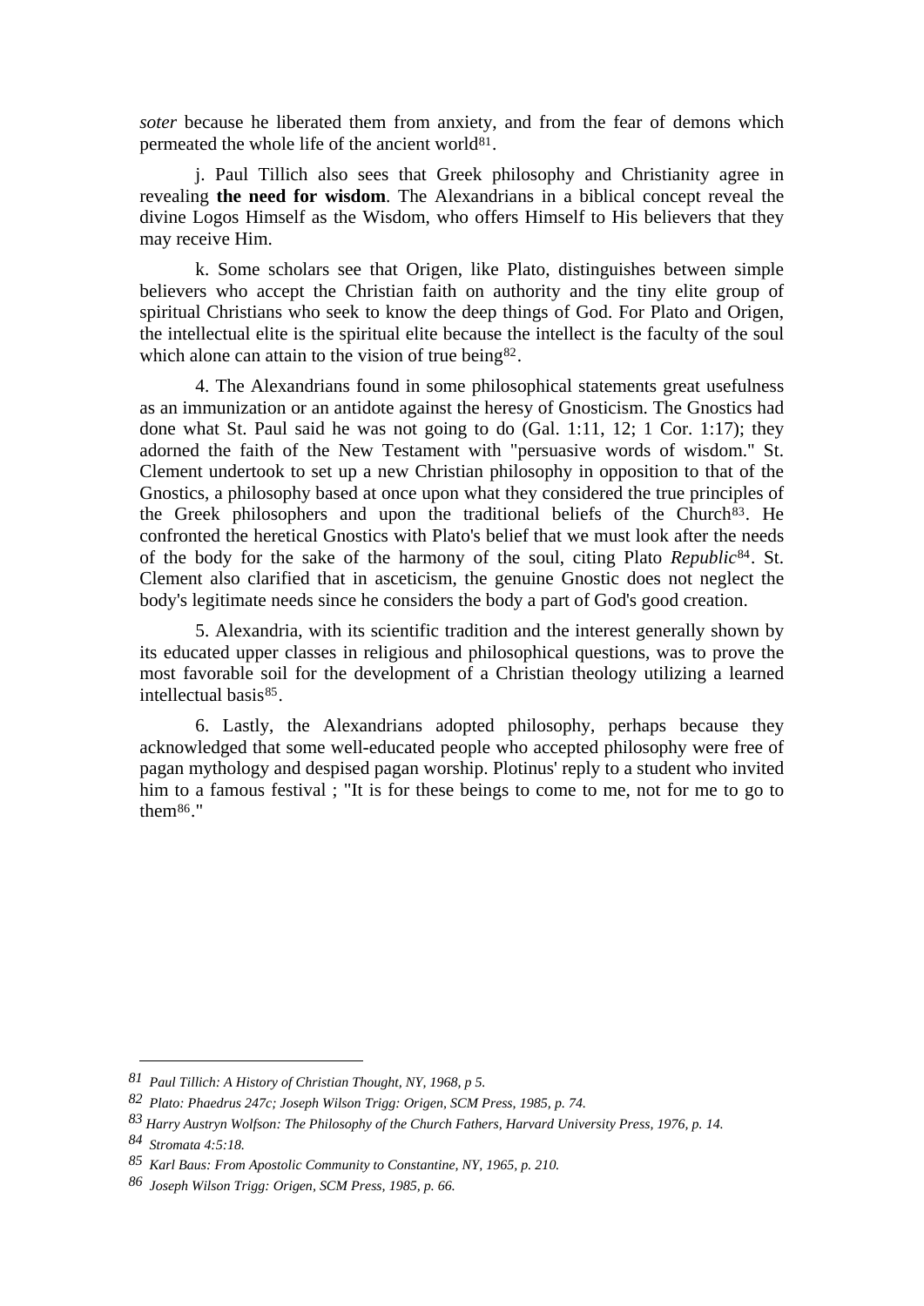*soter* because he liberated them from anxiety, and from the fear of demons which permeated the whole life of the ancient world[81].

j. Paul Tillich also sees that Greek philosophy and Christianity agree in revealing **the need for wisdom**. The Alexandrians in a biblical concept reveal the divine Logos Himself as the Wisdom, who offers Himself to His believers that they may receive Him.

k. Some scholars see that Origen, like Plato, distinguishes between simple believers who accept the Christian faith on authority and the tiny elite group of spiritual Christians who seek to know the deep things of God. For Plato and Origen, the intellectual elite is the spiritual elite because the intellect is the faculty of the soul which alone can attain to the vision of true being[82].

4. The Alexandrians found in some philosophical statements great usefulness as an immunization or an antidote against the heresy of Gnosticism. The Gnostics had done what St. Paul said he was not going to do (Gal. 1:11, 12; 1 Cor. 1:17); they adorned the faith of the New Testament with "persuasive words of wisdom." St. Clement undertook to set up a new Christian philosophy in opposition to that of the Gnostics, a philosophy based at once upon what they considered the true principles of the Greek philosophers and upon the traditional beliefs of the Church[83]. He confronted the heretical Gnostics with Plato's belief that we must look after the needs of the body for the sake of the harmony of the soul, citing Plato *Republic*[84]. St. Clement also clarified that in asceticism, the genuine Gnostic does not neglect the body's legitimate needs since he considers the body a part of God's good creation.

5. Alexandria, with its scientific tradition and the interest generally shown by its educated upper classes in religious and philosophical questions, was to prove the most favorable soil for the development of a Christian theology utilizing a learned intellectual basis[85].

6. Lastly, the Alexandrians adopted philosophy, perhaps because they acknowledged that some well-educated people who accepted philosophy were free of pagan mythology and despised pagan worship. Plotinus' reply to a student who invited him to a famous festival ; "It is for these beings to come to me, not for me to go to them[86]."

---

[81] *Paul Tillich: A History of Christian Thought, NY, 1968, p 5.*

[82] *Plato: Phaedrus 247c; Joseph Wilson Trigg: Origen, SCM Press, 1985, p. 74.*

[83] *Harry Austryn Wolfson: The Philosophy of the Church Fathers, Harvard University Press, 1976, p. 14.*

[84] *Stromata 4:5:18.*

[85] *Karl Baus: From Apostolic Community to Constantine, NY, 1965, p. 210.*

[86] *Joseph Wilson Trigg: Origen, SCM Press, 1985, p. 66.*